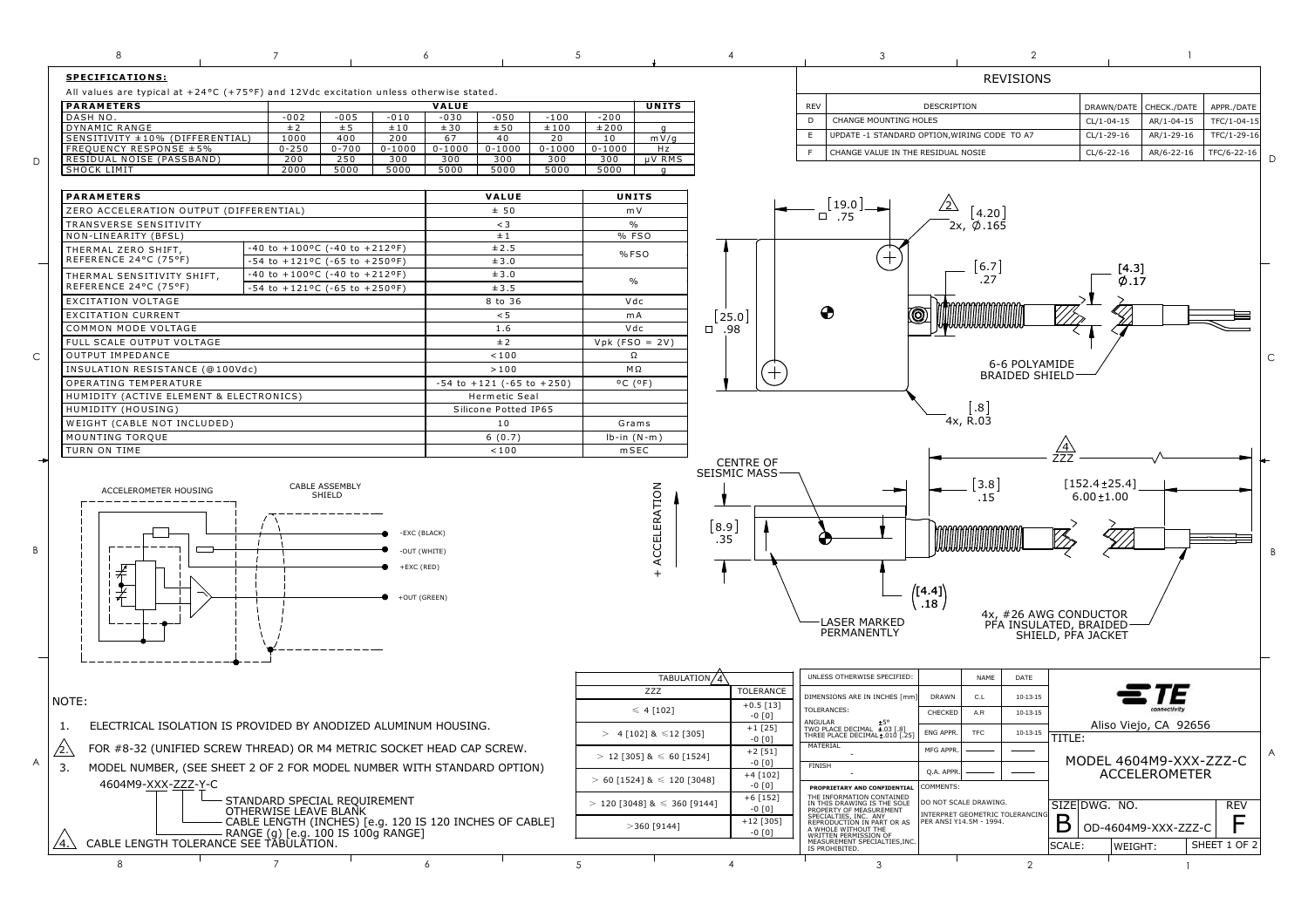## SPECIFICATIONS:

All values are typical at +24°C (+75°F) and 12Vdc excitation unless otherwise stated.

| PARAMETERS | VALUE | | | | | | | UNITS |
|---|---|---|---|---|---|---|---|---|
| DASH NO. | -002 | -005 | -010 | -030 | -050 | -100 | -200 | |
| DYNAMIC RANGE | ±2 | ±5 | ±10 | ±30 | ±50 | ±100 | ±200 | g |
| SENSITIVITY ±10% (DIFFERENTIAL) | 1000 | 400 | 200 | 67 | 40 | 20 | 10 | mV/g |
| FREQUENCY RESPONSE ±5% | 0-250 | 0-700 | 0-1000 | 0-1000 | 0-1000 | 0-1000 | 0-1000 | Hz |
| RESIDUAL NOISE (PASSBAND) | 200 | 250 | 300 | 300 | 300 | 300 | 300 | µV RMS |
| SHOCK LIMIT | 2000 | 5000 | 5000 | 5000 | 5000 | 5000 | 5000 | g |

| PARAMETERS | | VALUE | UNITS |
|---|---|---|---|
| ZERO ACCELERATION OUTPUT (DIFFERENTIAL) | | ± 50 | mV |
| TRANSVERSE SENSITIVITY | | < 3 | % |
| NON-LINEARITY (BFSL) | | ± 1 | % FSO |
| THERMAL ZERO SHIFT, REFERENCE 24°C (75°F) | -40 to +100°C (-40 to +212°F) | ±2.5 | %FSO |
| | -54 to +121°C (-65 to +250°F) | ±3.0 | |
| THERMAL SENSITIVITY SHIFT, REFERENCE 24°C (75°F) | -40 to +100°C (-40 to +212°F) | ±3.0 | % |
| | -54 to +121°C (-65 to +250°F) | ±3.5 | |
| EXCITATION VOLTAGE | | 8 to 36 | Vdc |
| EXCITATION CURRENT | | < 5 | mA |
| COMMON MODE VOLTAGE | | 1.6 | Vdc |
| FULL SCALE OUTPUT VOLTAGE | | ± 2 | Vpk (FSO = 2V) |
| OUTPUT IMPEDANCE | | < 100 | Ω |
| INSULATION RESISTANCE (@100Vdc) | | > 100 | MΩ |
| OPERATING TEMPERATURE | | -54 to +121 (-65 to +250) | °C (°F) |
| HUMIDITY (ACTIVE ELEMENT & ELECTRONICS) | | Hermetic Seal | |
| HUMIDITY (HOUSING) | | Silicone Potted IP65 | |
| WEIGHT (CABLE NOT INCLUDED) | | 10 | Grams |
| MOUNTING TORQUE | | 6 (0.7) | lb-in (N-m) |
| TURN ON TIME | | < 100 | mSEC |

ACCELEROMETER HOUSING — CABLE ASSEMBLY SHIELD

-EXC (BLACK)
-OUT (WHITE)
+EXC (RED)
+OUT (GREEN)

## REVISIONS

| REV | DESCRIPTION | DRAWN/DATE | CHECK./DATE | APPR./DATE |
|---|---|---|---|---|
| D | CHANGE MOUNTING HOLES | CL/1-04-15 | AR/1-04-15 | TFC/1-04-15 |
| E | UPDATE -1 STANDARD OPTION,WIRING CODE TO A7 | CL/1-29-16 | AR/1-29-16 | TFC/1-29-16 |
| F | CHANGE VALUE IN THE RESIDUAL NOSIE | CL/6-22-16 | AR/6-22-16 | TFC/6-22-16 |

[19.0] □ .75
2\ [4.20] 2x, Ø.165
[6.7] .27
[4.3] Ø.17
[25.0] □ .98
6-6 POLYAMIDE BRAIDED SHIELD
[.8] 4x, R.03
CENTRE OF SEISMIC MASS
4\ ZZZ
[3.8] .15
[152.4±25.4] 6.00±1.00
+ ACCELERATION
[8.9] .35
([4.4] .18)
LASER MARKED PERMANENTLY
4x, #26 AWG CONDUCTOR PFA INSULATED, BRAIDED SHIELD, PFA JACKET

| TABULATION 4\ ZZZ | TOLERANCE |
|---|---|
| ≤ 4 [102] | +0.5 [13] -0 [0] |
| > 4 [102] & ≤12 [305] | +1 [25] -0 [0] |
| > 12 [305] & ≤ 60 [1524] | +2 [51] -0 [0] |
| > 60 [1524] & ≤ 120 [3048] | +4 [102] -0 [0] |
| > 120 [3048] & ≤ 360 [9144] | +6 [152] -0 [0] |
| >360 [9144] | +12 [305] -0 [0] |

NOTE:

1. ELECTRICAL ISOLATION IS PROVIDED BY ANODIZED ALUMINUM HOUSING.
2. FOR #8-32 (UNIFIED SCREW THREAD) OR M4 METRIC SOCKET HEAD CAP SCREW.
3. MODEL NUMBER, (SEE SHEET 2 OF 2 FOR MODEL NUMBER WITH STANDARD OPTION)

   4604M9-XXX-ZZZ-Y-C
   - Y: STANDARD SPECIAL REQUIREMENT, OTHERWISE LEAVE BLANK
   - ZZZ: CABLE LENGTH (INCHES) [e.g. 120 IS 120 INCHES OF CABLE]
   - XXX: RANGE (g) [e.g. 100 IS 100g RANGE]
4. CABLE LENGTH TOLERANCE SEE TABULATION.

UNLESS OTHERWISE SPECIFIED: DIMENSIONS ARE IN INCHES [mm]
TOLERANCES: ANGULAR ±5°; TWO PLACE DECIMAL ±.03 [.8]; THREE PLACE DECIMAL ±.010 [.25]
MATERIAL -
FINISH -

| | NAME | DATE |
|---|---|---|
| DRAWN | C.L | 10-13-15 |
| CHECKED | A.R | 10-13-15 |
| ENG APPR. | TFC | 10-13-15 |
| MFG APPR. | | |
| Q.A. APPR. | | |

PROPRIETARY AND CONFIDENTIAL: THE INFORMATION CONTAINED IN THIS DRAWING IS THE SOLE PROPERTY OF MEASUREMENT SPECIALTIES, INC. ANY REPRODUCTION IN PART OR AS A WHOLE WITHOUT THE WRITTEN PERMISSION OF MEASUREMENT SPECIALTIES,INC. IS PROHIBITED.

COMMENTS: DO NOT SCALE DRAWING. INTERPRET GEOMETRIC TOLERANCING PER ANSI Y14.5M - 1994.

TE connectivity — Aliso Viejo, CA 92656

TITLE: MODEL 4604M9-XXX-ZZZ-C ACCELEROMETER

SIZE: B | DWG. NO.: OD-4604M9-XXX-ZZZ-C | REV: F
SCALE: | WEIGHT: | SHEET 1 OF 2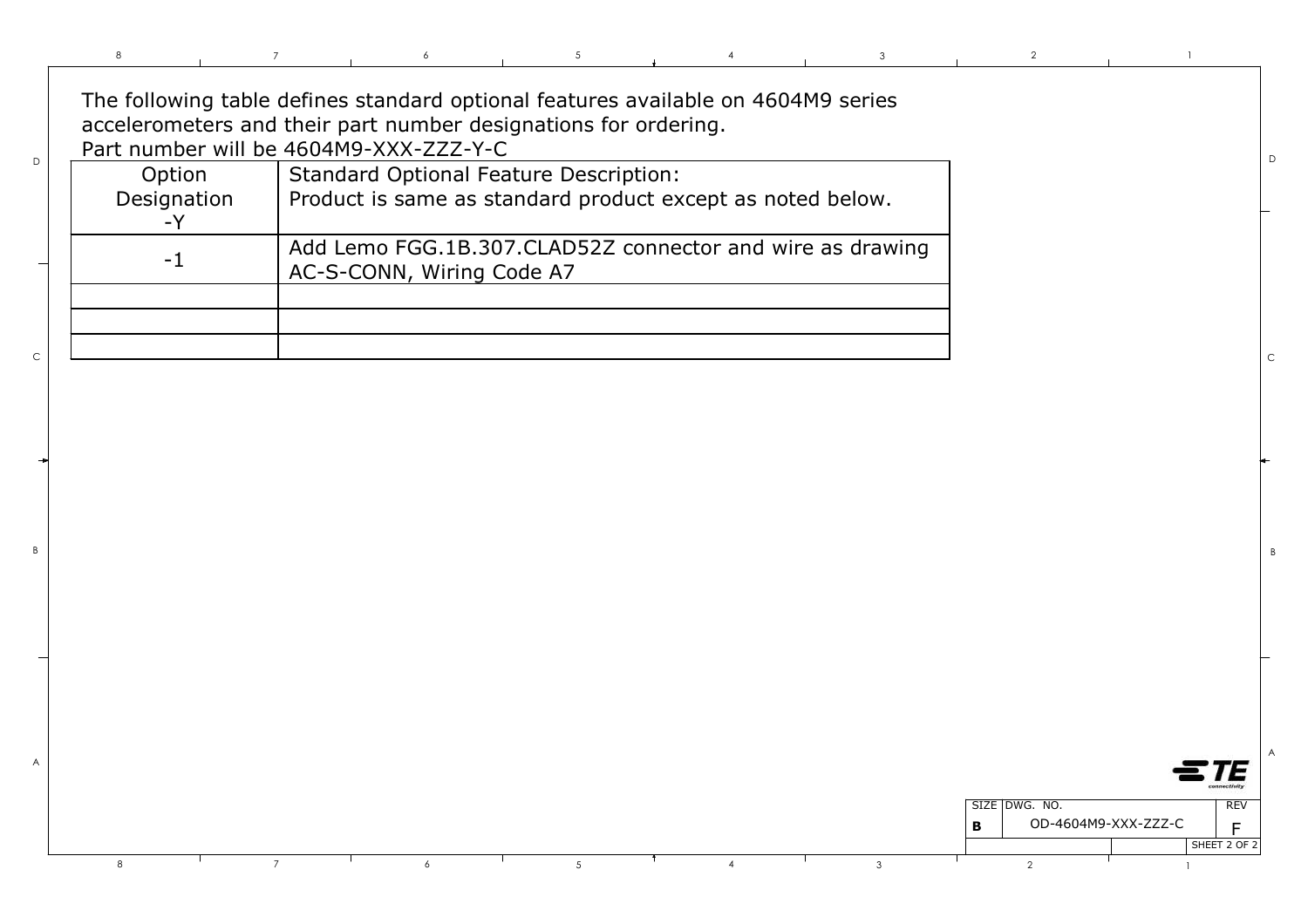The following table defines standard optional features available on 4604M9 series accelerometers and their part number designations for ordering.
Part number will be 4604M9-XXX-ZZZ-Y-C

| Option Designation -Y | Standard Optional Feature Description: Product is same as standard product except as noted below. |
| --- | --- |
| -1 | Add Lemo FGG.1B.307.CLAD52Z connector and wire as drawing AC-S-CONN, Wiring Code A7 |
| | |
| | |
| | |

| SIZE | DWG. NO. | REV |
| --- | --- | --- |
| B | OD-4604M9-XXX-ZZZ-C | F |